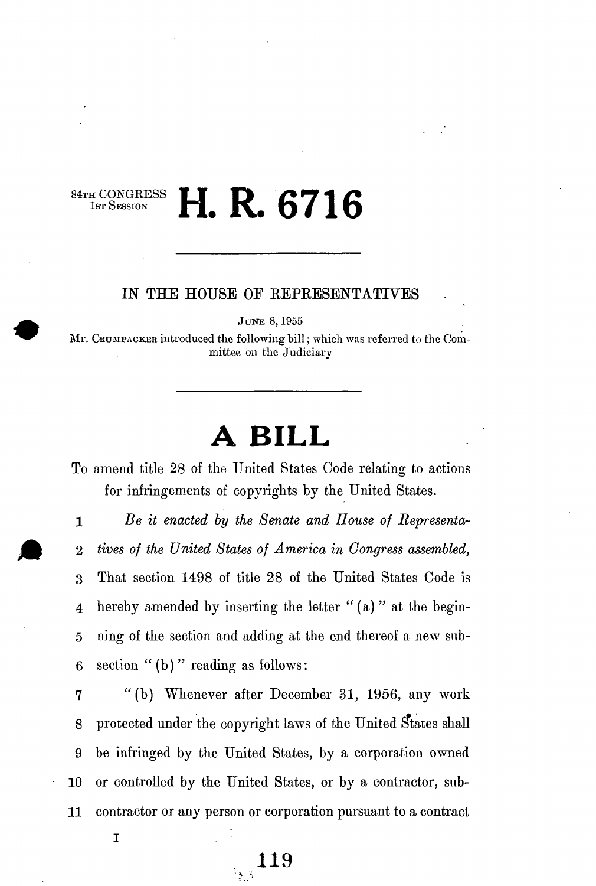84TH CONGRESS
1ST SESSION

# H. R. 6716

IN THE HOUSE OF REPRESENTATIVES

JUNE 8, 1955

Mr. CRUMPACKER introduced the following bill; which was referred to the Committee on the Judiciary

# A BILL

To amend title 28 of the United States Code relating to actions for infringements of copyrights by the United States.

1 *Be it enacted by the Senate and House of Representa-*
2 *tives of the United States of America in Congress assembled,*
3 That section 1498 of title 28 of the United States Code is
4 hereby amended by inserting the letter "(a)" at the begin-
5 ning of the section and adding at the end thereof a new sub-
6 section "(b)" reading as follows:
7 "(b) Whenever after December 31, 1956, any work
8 protected under the copyright laws of the United States shall
9 be infringed by the United States, by a corporation owned
10 or controlled by the United States, or by a contractor, sub-
11 contractor or any person or corporation pursuant to a contract

I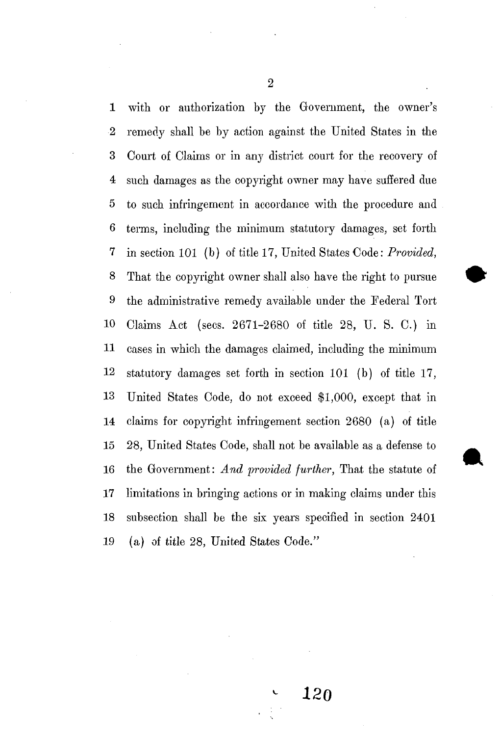with or authorization by the Government, the owner's remedy shall be by action against the United States in the Court of Claims or in any district court for the recovery of such damages as the copyright owner may have suffered due to such infringement in accordance with the procedure and terms, including the minimum statutory damages, set forth in section 101 (b) of title 17, United States Code: *Provided,* That the copyright owner shall also have the right to pursue the administrative remedy available under the Federal Tort Claims Act (secs. 2671-2680 of title 28, U. S. C.) in cases in which the damages claimed, including the minimum statutory damages set forth in section 101 (b) of title 17, United States Code, do not exceed $1,000, except that in claims for copyright infringement section 2680 (a) of title 28, United States Code, shall not be available as a defense to the Government: *And provided further,* That the statute of limitations in bringing actions or in making claims under this subsection shall be the six years specified in section 2401 (a) of title 28, United States Code."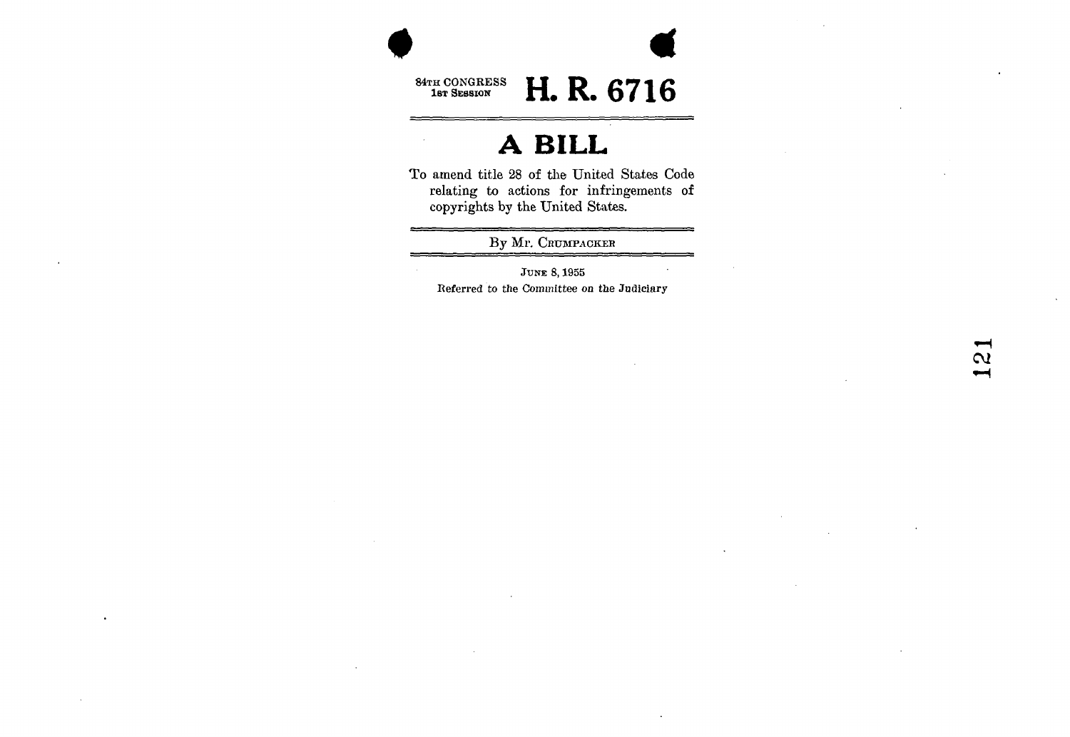84TH CONGRESS
1ST SESSION

# H. R. 6716

# A BILL

To amend title 28 of the United States Code relating to actions for infringements of copyrights by the United States.

By Mr. CRUMPACKER

JUNE 8, 1955

Referred to the Committee on the Judiciary